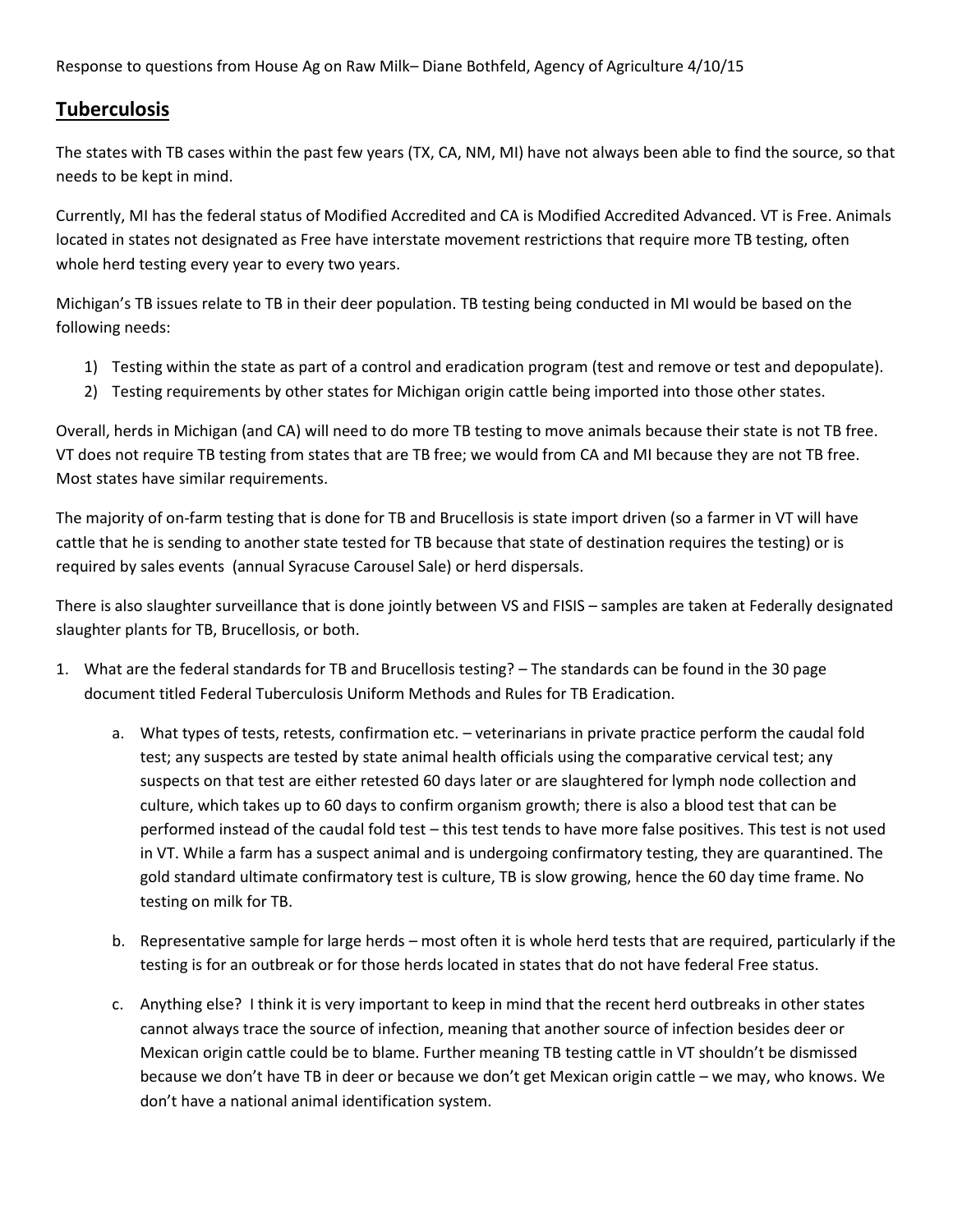Response to questions from House Ag on Raw Milk– Diane Bothfeld, Agency of Agriculture 4/10/15

## Tuberculosis

The states with TB cases within the past few years (TX, CA, NM, MI) have not always been able to find the source, so that needs to be kept in mind.

Currently, MI has the federal status of Modified Accredited and CA is Modified Accredited Advanced. VT is Free. Animals located in states not designated as Free have interstate movement restrictions that require more TB testing, often whole herd testing every year to every two years.

Michigan's TB issues relate to TB in their deer population. TB testing being conducted in MI would be based on the following needs:

1) Testing within the state as part of a control and eradication program (test and remove or test and depopulate).
2) Testing requirements by other states for Michigan origin cattle being imported into those other states.

Overall, herds in Michigan (and CA) will need to do more TB testing to move animals because their state is not TB free. VT does not require TB testing from states that are TB free; we would from CA and MI because they are not TB free. Most states have similar requirements.

The majority of on-farm testing that is done for TB and Brucellosis is state import driven (so a farmer in VT will have cattle that he is sending to another state tested for TB because that state of destination requires the testing) or is required by sales events (annual Syracuse Carousel Sale) or herd dispersals.

There is also slaughter surveillance that is done jointly between VS and FISIS – samples are taken at Federally designated slaughter plants for TB, Brucellosis, or both.

1. What are the federal standards for TB and Brucellosis testing? – The standards can be found in the 30 page document titled Federal Tuberculosis Uniform Methods and Rules for TB Eradication.
   a. What types of tests, retests, confirmation etc. – veterinarians in private practice perform the caudal fold test; any suspects are tested by state animal health officials using the comparative cervical test; any suspects on that test are either retested 60 days later or are slaughtered for lymph node collection and culture, which takes up to 60 days to confirm organism growth; there is also a blood test that can be performed instead of the caudal fold test – this test tends to have more false positives. This test is not used in VT. While a farm has a suspect animal and is undergoing confirmatory testing, they are quarantined. The gold standard ultimate confirmatory test is culture, TB is slow growing, hence the 60 day time frame. No testing on milk for TB.
   b. Representative sample for large herds – most often it is whole herd tests that are required, particularly if the testing is for an outbreak or for those herds located in states that do not have federal Free status.
   c. Anything else? I think it is very important to keep in mind that the recent herd outbreaks in other states cannot always trace the source of infection, meaning that another source of infection besides deer or Mexican origin cattle could be to blame. Further meaning TB testing cattle in VT shouldn't be dismissed because we don't have TB in deer or because we don't get Mexican origin cattle – we may, who knows. We don't have a national animal identification system.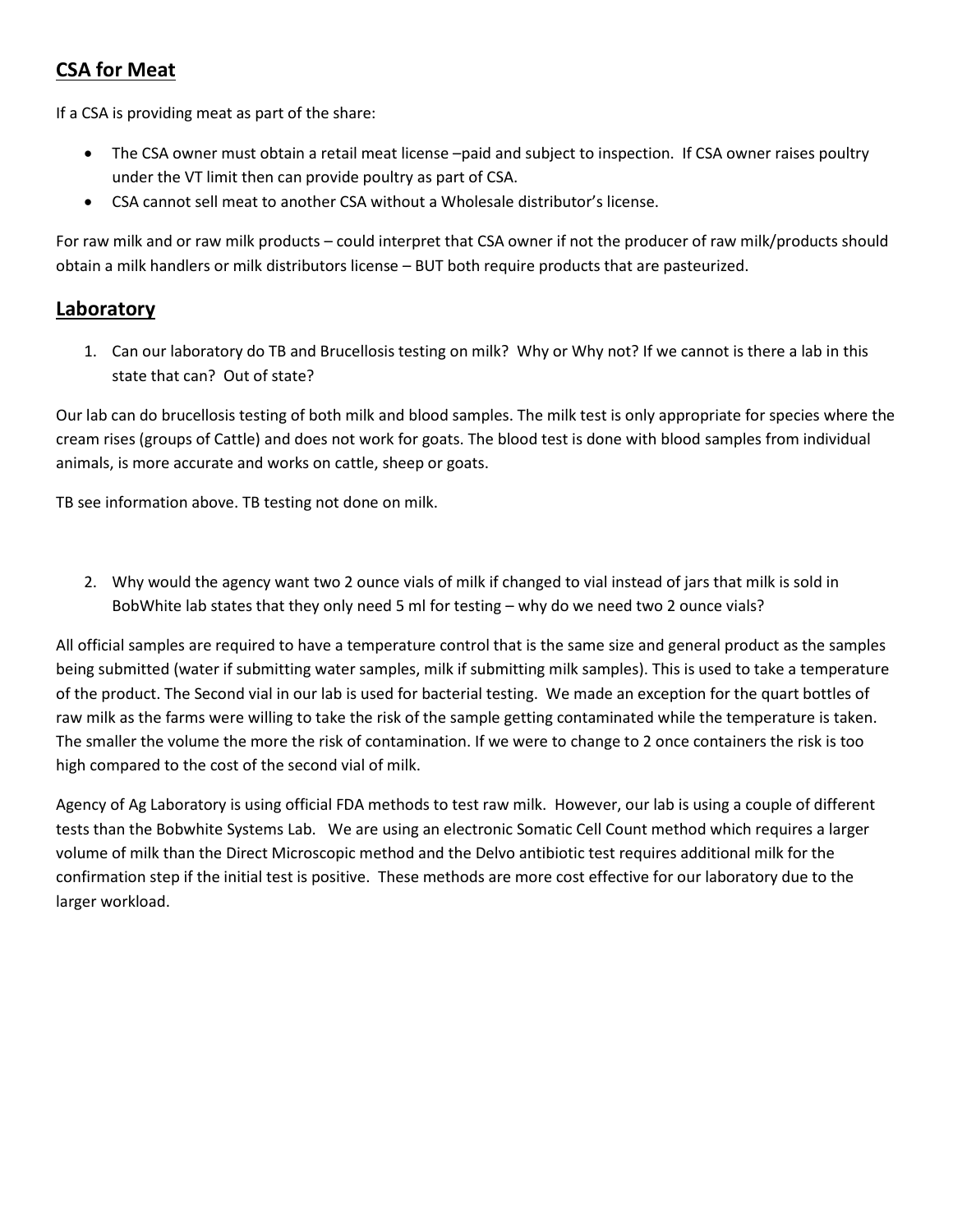## CSA for Meat

If a CSA is providing meat as part of the share:

- The CSA owner must obtain a retail meat license –paid and subject to inspection. If CSA owner raises poultry under the VT limit then can provide poultry as part of CSA.
- CSA cannot sell meat to another CSA without a Wholesale distributor's license.

For raw milk and or raw milk products – could interpret that CSA owner if not the producer of raw milk/products should obtain a milk handlers or milk distributors license – BUT both require products that are pasteurized.

## Laboratory

1. Can our laboratory do TB and Brucellosis testing on milk? Why or Why not? If we cannot is there a lab in this state that can? Out of state?

Our lab can do brucellosis testing of both milk and blood samples. The milk test is only appropriate for species where the cream rises (groups of Cattle) and does not work for goats. The blood test is done with blood samples from individual animals, is more accurate and works on cattle, sheep or goats.

TB see information above. TB testing not done on milk.

2. Why would the agency want two 2 ounce vials of milk if changed to vial instead of jars that milk is sold in BobWhite lab states that they only need 5 ml for testing – why do we need two 2 ounce vials?

All official samples are required to have a temperature control that is the same size and general product as the samples being submitted (water if submitting water samples, milk if submitting milk samples). This is used to take a temperature of the product. The Second vial in our lab is used for bacterial testing. We made an exception for the quart bottles of raw milk as the farms were willing to take the risk of the sample getting contaminated while the temperature is taken. The smaller the volume the more the risk of contamination. If we were to change to 2 once containers the risk is too high compared to the cost of the second vial of milk.

Agency of Ag Laboratory is using official FDA methods to test raw milk. However, our lab is using a couple of different tests than the Bobwhite Systems Lab. We are using an electronic Somatic Cell Count method which requires a larger volume of milk than the Direct Microscopic method and the Delvo antibiotic test requires additional milk for the confirmation step if the initial test is positive. These methods are more cost effective for our laboratory due to the larger workload.